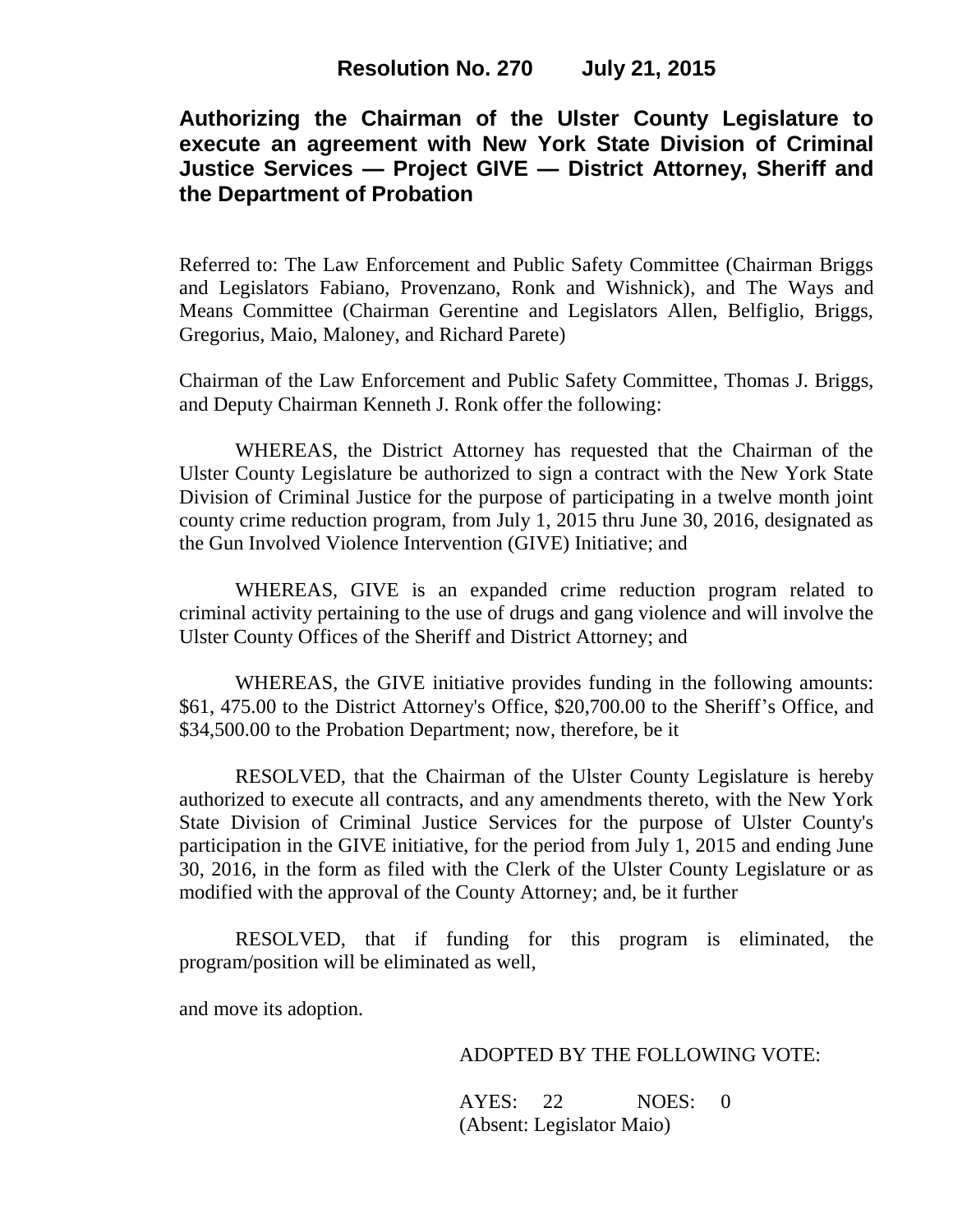**Resolution No. 270 July 21, 2015**

## Authorizing the Chairman of the Ulster County Legislature to execute an agreement with New York State Division of Criminal Justice Services — Project GIVE — District Attorney, Sheriff and the Department of Probation

Referred to: The Law Enforcement and Public Safety Committee (Chairman Briggs and Legislators Fabiano, Provenzano, Ronk and Wishnick), and The Ways and Means Committee (Chairman Gerentine and Legislators Allen, Belfiglio, Briggs, Gregorius, Maio, Maloney, and Richard Parete)

Chairman of the Law Enforcement and Public Safety Committee, Thomas J. Briggs, and Deputy Chairman Kenneth J. Ronk offer the following:

WHEREAS, the District Attorney has requested that the Chairman of the Ulster County Legislature be authorized to sign a contract with the New York State Division of Criminal Justice for the purpose of participating in a twelve month joint county crime reduction program, from July 1, 2015 thru June 30, 2016, designated as the Gun Involved Violence Intervention (GIVE) Initiative; and

WHEREAS, GIVE is an expanded crime reduction program related to criminal activity pertaining to the use of drugs and gang violence and will involve the Ulster County Offices of the Sheriff and District Attorney; and

WHEREAS, the GIVE initiative provides funding in the following amounts: $61, 475.00 to the District Attorney's Office, $20,700.00 to the Sheriff's Office, and $34,500.00 to the Probation Department; now, therefore, be it

RESOLVED, that the Chairman of the Ulster County Legislature is hereby authorized to execute all contracts, and any amendments thereto, with the New York State Division of Criminal Justice Services for the purpose of Ulster County's participation in the GIVE initiative, for the period from July 1, 2015 and ending June 30, 2016, in the form as filed with the Clerk of the Ulster County Legislature or as modified with the approval of the County Attorney; and, be it further

RESOLVED, that if funding for this program is eliminated, the program/position will be eliminated as well,

and move its adoption.

ADOPTED BY THE FOLLOWING VOTE:

AYES: 22 NOES: 0
(Absent: Legislator Maio)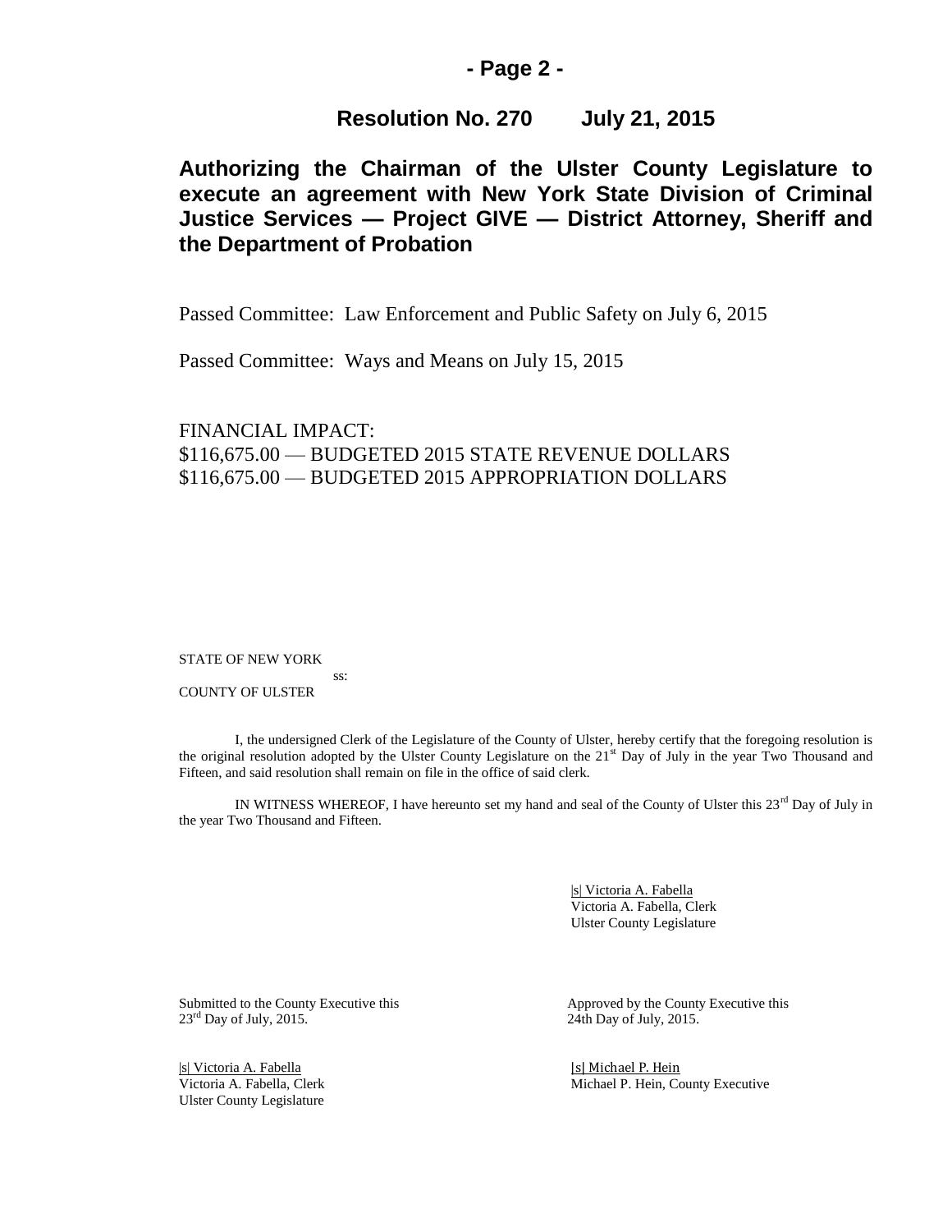**Resolution No. 270 July 21, 2015**

## Authorizing the Chairman of the Ulster County Legislature to execute an agreement with New York State Division of Criminal Justice Services — Project GIVE — District Attorney, Sheriff and the Department of Probation

Passed Committee: Law Enforcement and Public Safety on July 6, 2015

Passed Committee: Ways and Means on July 15, 2015

FINANCIAL IMPACT:
$116,675.00 — BUDGETED 2015 STATE REVENUE DOLLARS
$116,675.00 — BUDGETED 2015 APPROPRIATION DOLLARS

STATE OF NEW YORK
ss:
COUNTY OF ULSTER

I, the undersigned Clerk of the Legislature of the County of Ulster, hereby certify that the foregoing resolution is the original resolution adopted by the Ulster County Legislature on the 21st Day of July in the year Two Thousand and Fifteen, and said resolution shall remain on file in the office of said clerk.

IN WITNESS WHEREOF, I have hereunto set my hand and seal of the County of Ulster this 23rd Day of July in the year Two Thousand and Fifteen.

|s| Victoria A. Fabella
Victoria A. Fabella, Clerk
Ulster County Legislature

Submitted to the County Executive this 23rd Day of July, 2015.

|s| Victoria A. Fabella
Victoria A. Fabella, Clerk
Ulster County Legislature

Approved by the County Executive this 24th Day of July, 2015.

|s| Michael P. Hein
Michael P. Hein, County Executive